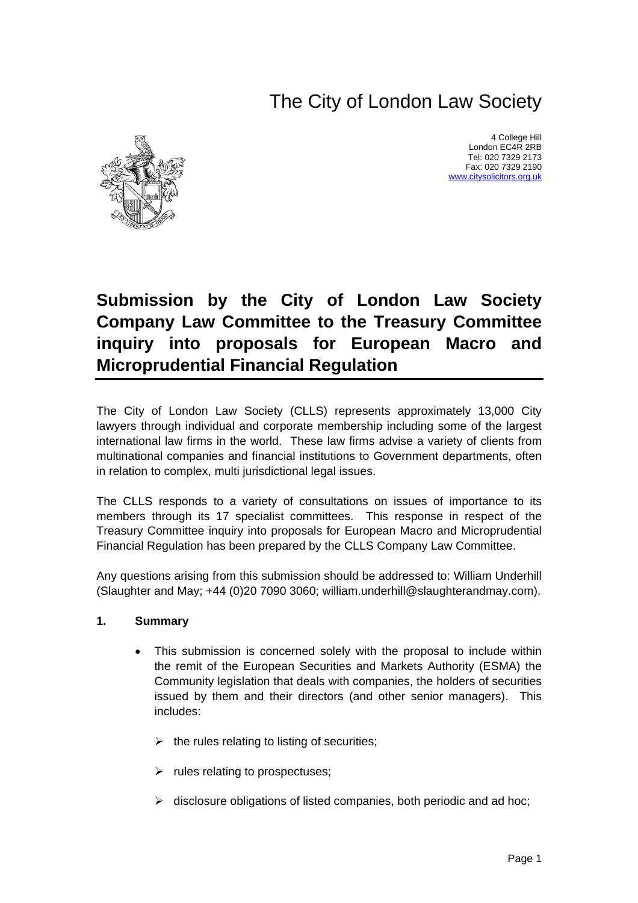# The City of London Law Society

4 College Hill
London EC4R 2RB
Tel: 020 7329 2173
Fax: 020 7329 2190
www.citysolicitors.org.uk

## Submission by the City of London Law Society Company Law Committee to the Treasury Committee inquiry into proposals for European Macro and Microprudential Financial Regulation

The City of London Law Society (CLLS) represents approximately 13,000 City lawyers through individual and corporate membership including some of the largest international law firms in the world. These law firms advise a variety of clients from multinational companies and financial institutions to Government departments, often in relation to complex, multi jurisdictional legal issues.

The CLLS responds to a variety of consultations on issues of importance to its members through its 17 specialist committees. This response in respect of the Treasury Committee inquiry into proposals for European Macro and Microprudential Financial Regulation has been prepared by the CLLS Company Law Committee.

Any questions arising from this submission should be addressed to: William Underhill (Slaughter and May; +44 (0)20 7090 3060; william.underhill@slaughterandmay.com).

### 1. Summary

- This submission is concerned solely with the proposal to include within the remit of the European Securities and Markets Authority (ESMA) the Community legislation that deals with companies, the holders of securities issued by them and their directors (and other senior managers). This includes:
  - the rules relating to listing of securities;
  - rules relating to prospectuses;
  - disclosure obligations of listed companies, both periodic and ad hoc;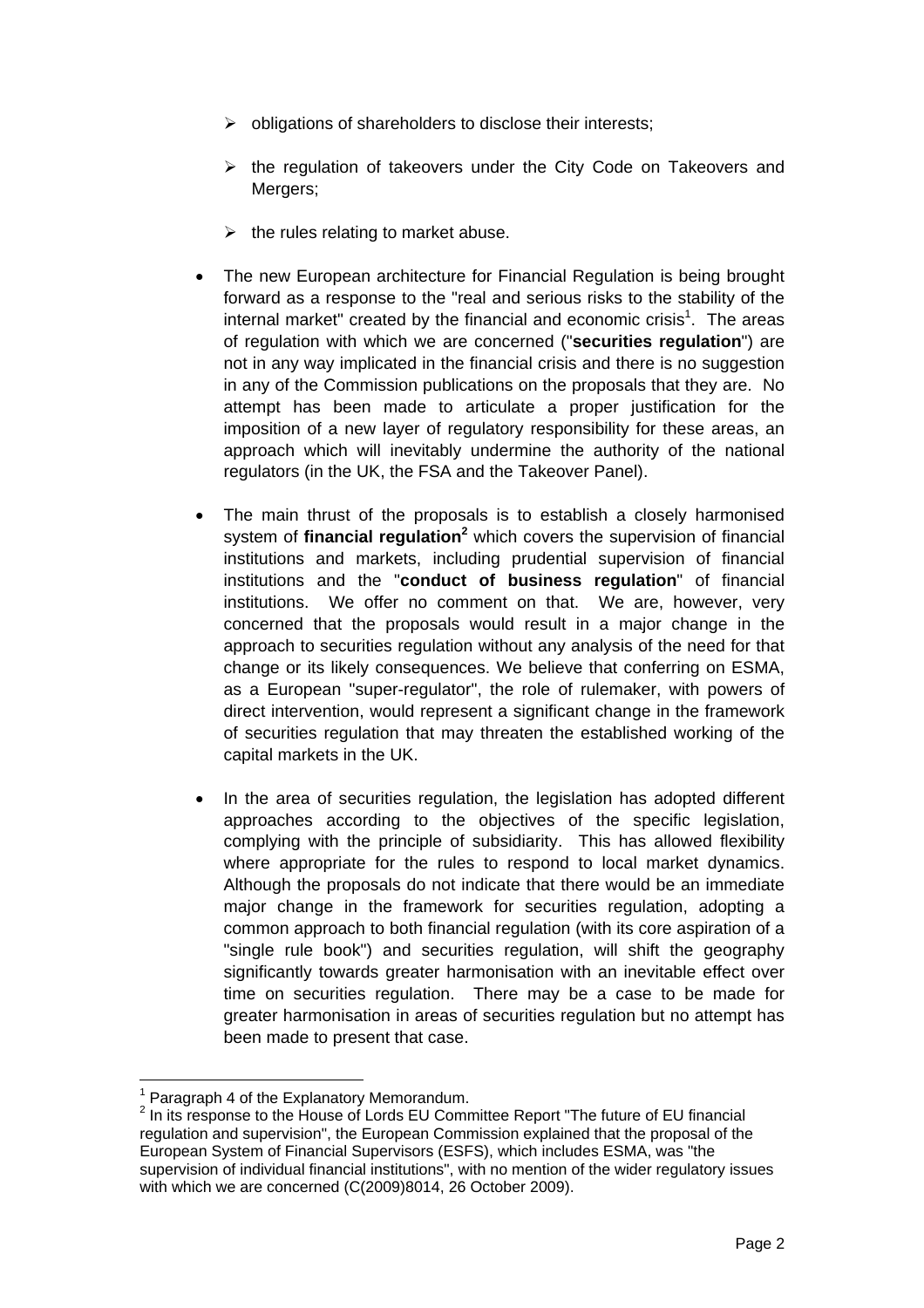- obligations of shareholders to disclose their interests;
- the regulation of takeovers under the City Code on Takeovers and Mergers;
- the rules relating to market abuse.

- The new European architecture for Financial Regulation is being brought forward as a response to the "real and serious risks to the stability of the internal market" created by the financial and economic crisis[1]. The areas of regulation with which we are concerned ("**securities regulation**") are not in any way implicated in the financial crisis and there is no suggestion in any of the Commission publications on the proposals that they are. No attempt has been made to articulate a proper justification for the imposition of a new layer of regulatory responsibility for these areas, an approach which will inevitably undermine the authority of the national regulators (in the UK, the FSA and the Takeover Panel).

- The main thrust of the proposals is to establish a closely harmonised system of **financial regulation**[2] which covers the supervision of financial institutions and markets, including prudential supervision of financial institutions and the "**conduct of business regulation**" of financial institutions. We offer no comment on that. We are, however, very concerned that the proposals would result in a major change in the approach to securities regulation without any analysis of the need for that change or its likely consequences. We believe that conferring on ESMA, as a European "super-regulator", the role of rulemaker, with powers of direct intervention, would represent a significant change in the framework of securities regulation that may threaten the established working of the capital markets in the UK.

- In the area of securities regulation, the legislation has adopted different approaches according to the objectives of the specific legislation, complying with the principle of subsidiarity. This has allowed flexibility where appropriate for the rules to respond to local market dynamics. Although the proposals do not indicate that there would be an immediate major change in the framework for securities regulation, adopting a common approach to both financial regulation (with its core aspiration of a "single rule book") and securities regulation, will shift the geography significantly towards greater harmonisation with an inevitable effect over time on securities regulation. There may be a case to be made for greater harmonisation in areas of securities regulation but no attempt has been made to present that case.

---

[1] Paragraph 4 of the Explanatory Memorandum.

[2] In its response to the House of Lords EU Committee Report "The future of EU financial regulation and supervision", the European Commission explained that the proposal of the European System of Financial Supervisors (ESFS), which includes ESMA, was "the supervision of individual financial institutions", with no mention of the wider regulatory issues with which we are concerned (C(2009)8014, 26 October 2009).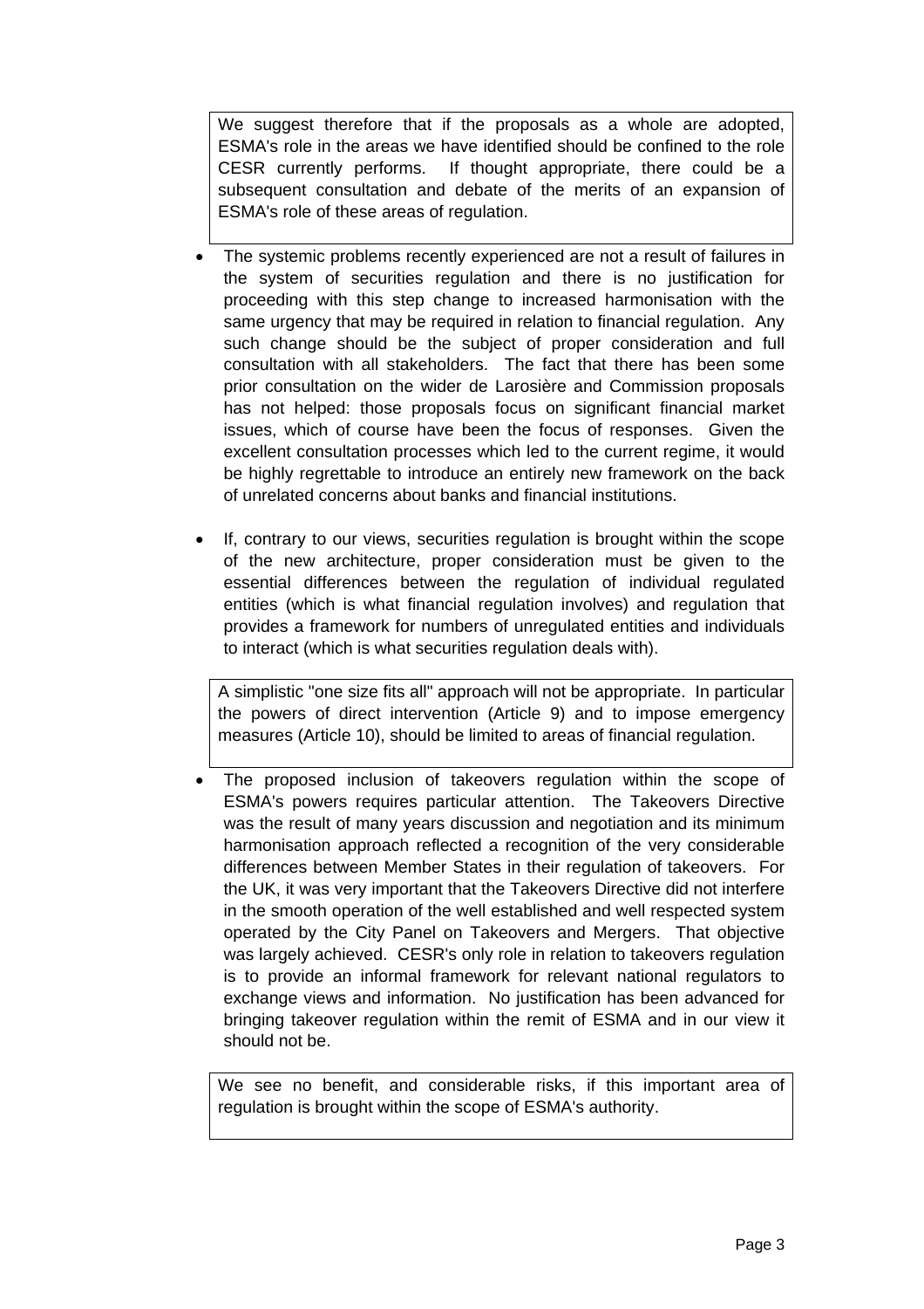We suggest therefore that if the proposals as a whole are adopted, ESMA's role in the areas we have identified should be confined to the role CESR currently performs. If thought appropriate, there could be a subsequent consultation and debate of the merits of an expansion of ESMA's role of these areas of regulation.

- The systemic problems recently experienced are not a result of failures in the system of securities regulation and there is no justification for proceeding with this step change to increased harmonisation with the same urgency that may be required in relation to financial regulation. Any such change should be the subject of proper consideration and full consultation with all stakeholders. The fact that there has been some prior consultation on the wider de Larosière and Commission proposals has not helped: those proposals focus on significant financial market issues, which of course have been the focus of responses. Given the excellent consultation processes which led to the current regime, it would be highly regrettable to introduce an entirely new framework on the back of unrelated concerns about banks and financial institutions.

- If, contrary to our views, securities regulation is brought within the scope of the new architecture, proper consideration must be given to the essential differences between the regulation of individual regulated entities (which is what financial regulation involves) and regulation that provides a framework for numbers of unregulated entities and individuals to interact (which is what securities regulation deals with).

A simplistic "one size fits all" approach will not be appropriate. In particular the powers of direct intervention (Article 9) and to impose emergency measures (Article 10), should be limited to areas of financial regulation.

- The proposed inclusion of takeovers regulation within the scope of ESMA's powers requires particular attention. The Takeovers Directive was the result of many years discussion and negotiation and its minimum harmonisation approach reflected a recognition of the very considerable differences between Member States in their regulation of takeovers. For the UK, it was very important that the Takeovers Directive did not interfere in the smooth operation of the well established and well respected system operated by the City Panel on Takeovers and Mergers. That objective was largely achieved. CESR's only role in relation to takeovers regulation is to provide an informal framework for relevant national regulators to exchange views and information. No justification has been advanced for bringing takeover regulation within the remit of ESMA and in our view it should not be.

We see no benefit, and considerable risks, if this important area of regulation is brought within the scope of ESMA's authority.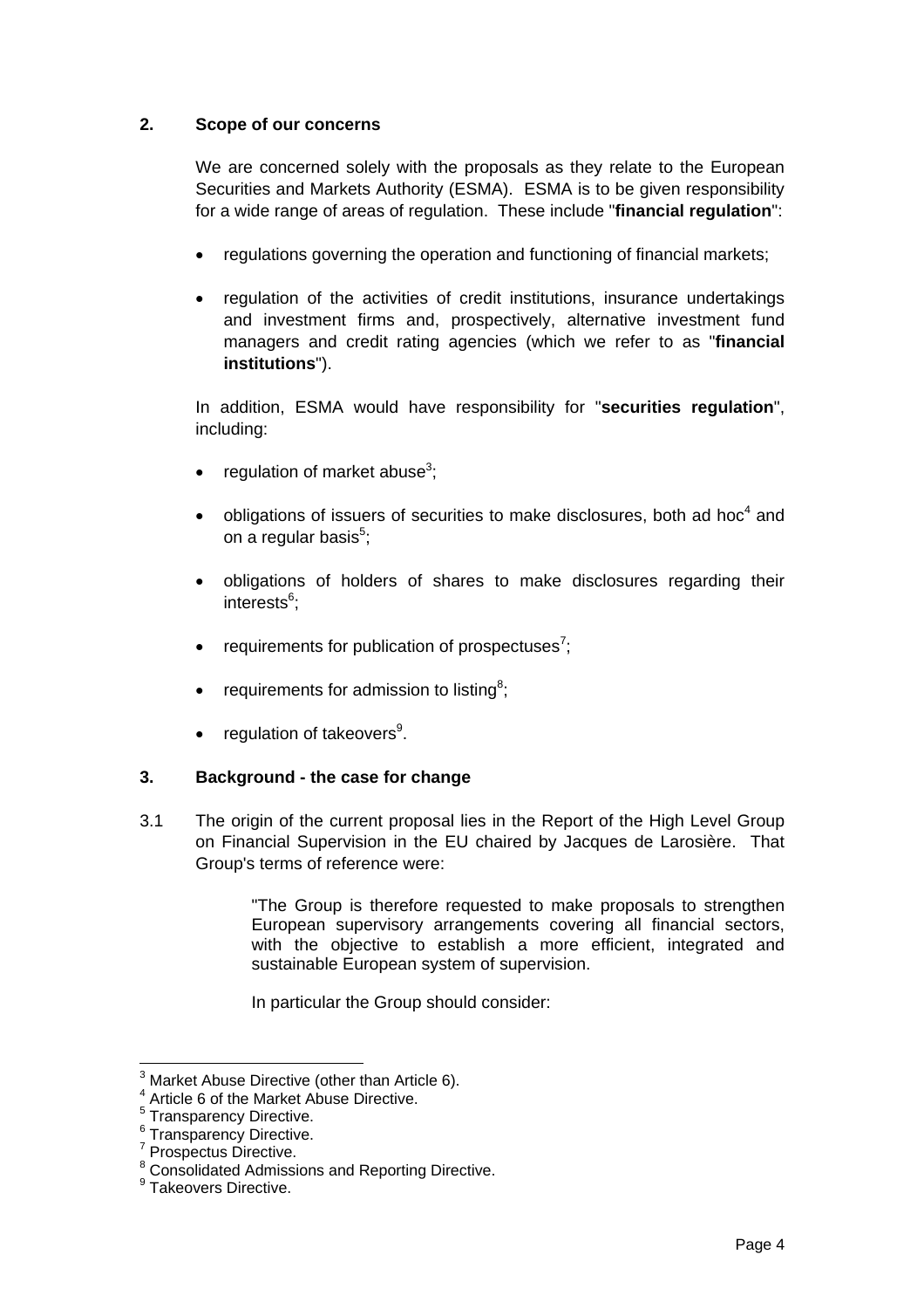## 2. Scope of our concerns

We are concerned solely with the proposals as they relate to the European Securities and Markets Authority (ESMA). ESMA is to be given responsibility for a wide range of areas of regulation. These include "**financial regulation**":

- regulations governing the operation and functioning of financial markets;
- regulation of the activities of credit institutions, insurance undertakings and investment firms and, prospectively, alternative investment fund managers and credit rating agencies (which we refer to as "**financial institutions**").

In addition, ESMA would have responsibility for "**securities regulation**", including:

- regulation of market abuse[3];
- obligations of issuers of securities to make disclosures, both ad hoc[4] and on a regular basis[5];
- obligations of holders of shares to make disclosures regarding their interests[6];
- requirements for publication of prospectuses[7];
- requirements for admission to listing[8];
- regulation of takeovers[9].

## 3. Background - the case for change

3.1 The origin of the current proposal lies in the Report of the High Level Group on Financial Supervision in the EU chaired by Jacques de Larosière. That Group's terms of reference were:

> "The Group is therefore requested to make proposals to strengthen European supervisory arrangements covering all financial sectors, with the objective to establish a more efficient, integrated and sustainable European system of supervision.
>
> In particular the Group should consider:

---

[3] Market Abuse Directive (other than Article 6).
[4] Article 6 of the Market Abuse Directive.
[5] Transparency Directive.
[6] Transparency Directive.
[7] Prospectus Directive.
[8] Consolidated Admissions and Reporting Directive.
[9] Takeovers Directive.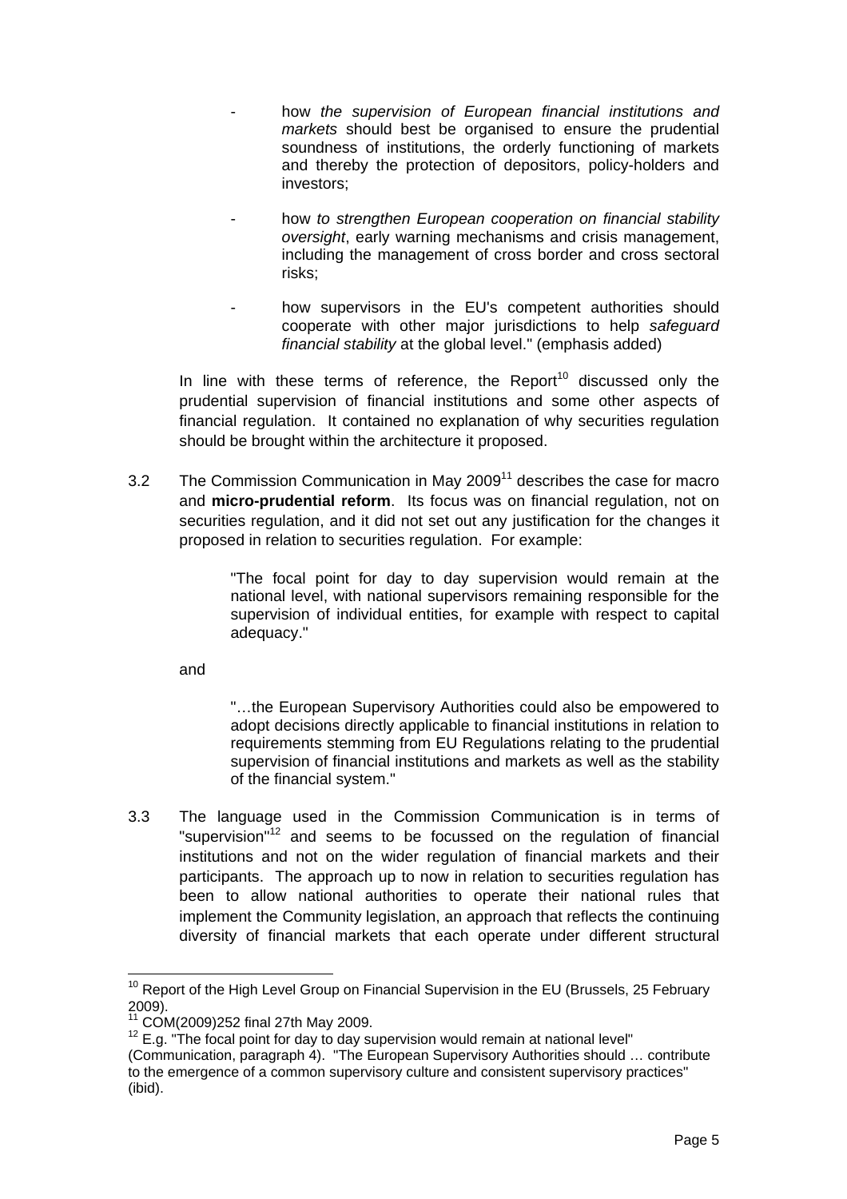- how *the supervision of European financial institutions and markets* should best be organised to ensure the prudential soundness of institutions, the orderly functioning of markets and thereby the protection of depositors, policy-holders and investors;

- how *to strengthen European cooperation on financial stability oversight*, early warning mechanisms and crisis management, including the management of cross border and cross sectoral risks;

- how supervisors in the EU's competent authorities should cooperate with other major jurisdictions to help *safeguard financial stability* at the global level." (emphasis added)

In line with these terms of reference, the Report[10] discussed only the prudential supervision of financial institutions and some other aspects of financial regulation. It contained no explanation of why securities regulation should be brought within the architecture it proposed.

3.2 The Commission Communication in May 2009[11] describes the case for macro and **micro-prudential reform**. Its focus was on financial regulation, not on securities regulation, and it did not set out any justification for the changes it proposed in relation to securities regulation. For example:

> "The focal point for day to day supervision would remain at the national level, with national supervisors remaining responsible for the supervision of individual entities, for example with respect to capital adequacy."

and

> "…the European Supervisory Authorities could also be empowered to adopt decisions directly applicable to financial institutions in relation to requirements stemming from EU Regulations relating to the prudential supervision of financial institutions and markets as well as the stability of the financial system."

3.3 The language used in the Commission Communication is in terms of "supervision"[12] and seems to be focussed on the regulation of financial institutions and not on the wider regulation of financial markets and their participants. The approach up to now in relation to securities regulation has been to allow national authorities to operate their national rules that implement the Community legislation, an approach that reflects the continuing diversity of financial markets that each operate under different structural

---

[10] Report of the High Level Group on Financial Supervision in the EU (Brussels, 25 February 2009).

[11] COM(2009)252 final 27th May 2009.

[12] E.g. "The focal point for day to day supervision would remain at national level" (Communication, paragraph 4). "The European Supervisory Authorities should … contribute to the emergence of a common supervisory culture and consistent supervisory practices" (ibid).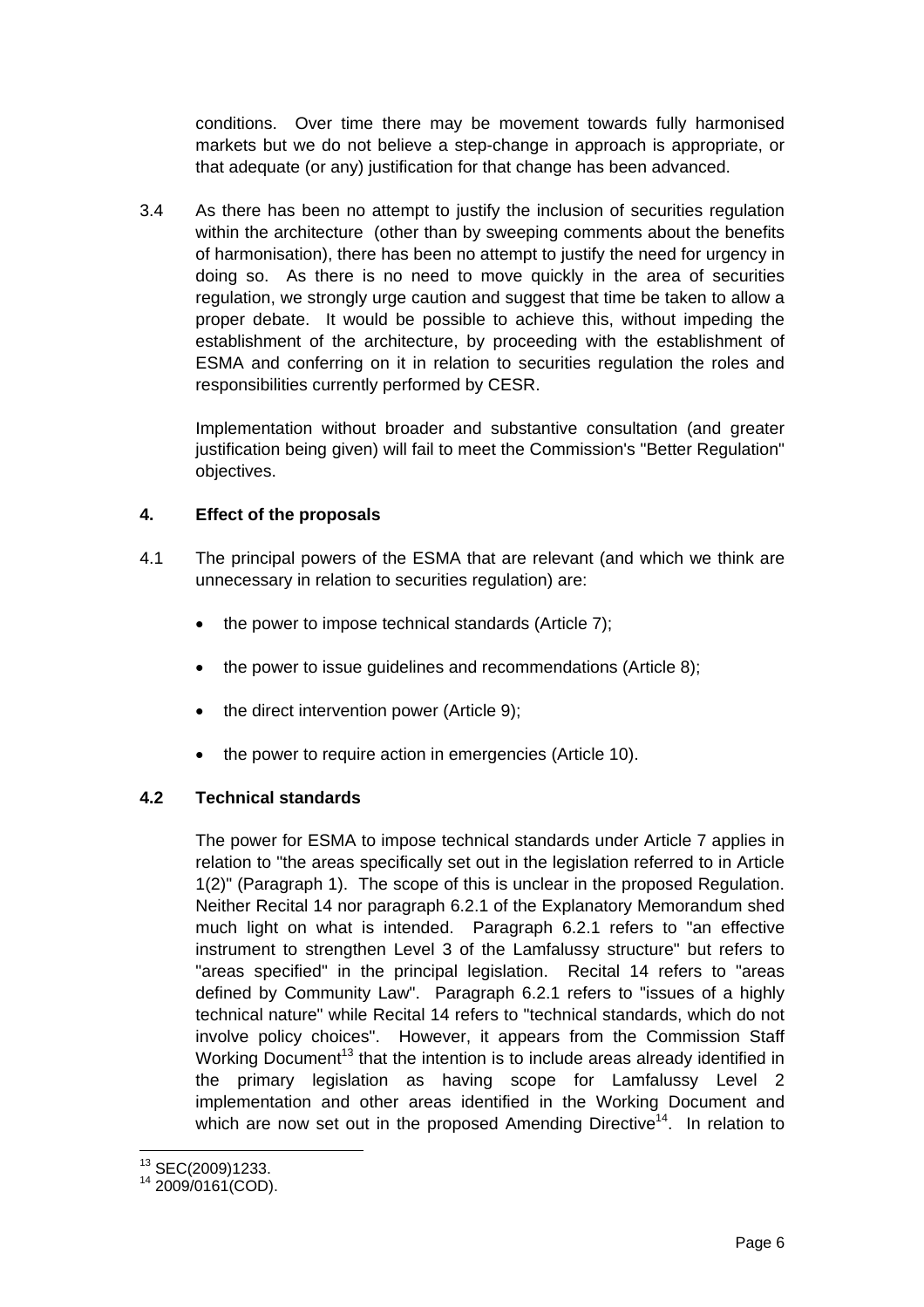conditions. Over time there may be movement towards fully harmonised markets but we do not believe a step-change in approach is appropriate, or that adequate (or any) justification for that change has been advanced.

3.4 As there has been no attempt to justify the inclusion of securities regulation within the architecture (other than by sweeping comments about the benefits of harmonisation), there has been no attempt to justify the need for urgency in doing so. As there is no need to move quickly in the area of securities regulation, we strongly urge caution and suggest that time be taken to allow a proper debate. It would be possible to achieve this, without impeding the establishment of the architecture, by proceeding with the establishment of ESMA and conferring on it in relation to securities regulation the roles and responsibilities currently performed by CESR.

Implementation without broader and substantive consultation (and greater justification being given) will fail to meet the Commission's "Better Regulation" objectives.

## 4. Effect of the proposals

4.1 The principal powers of the ESMA that are relevant (and which we think are unnecessary in relation to securities regulation) are:

- the power to impose technical standards (Article 7);
- the power to issue guidelines and recommendations (Article 8);
- the direct intervention power (Article 9);
- the power to require action in emergencies (Article 10).

### 4.2 Technical standards

The power for ESMA to impose technical standards under Article 7 applies in relation to "the areas specifically set out in the legislation referred to in Article 1(2)" (Paragraph 1). The scope of this is unclear in the proposed Regulation. Neither Recital 14 nor paragraph 6.2.1 of the Explanatory Memorandum shed much light on what is intended. Paragraph 6.2.1 refers to "an effective instrument to strengthen Level 3 of the Lamfalussy structure" but refers to "areas specified" in the principal legislation. Recital 14 refers to "areas defined by Community Law". Paragraph 6.2.1 refers to "issues of a highly technical nature" while Recital 14 refers to "technical standards, which do not involve policy choices". However, it appears from the Commission Staff Working Document[13] that the intention is to include areas already identified in the primary legislation as having scope for Lamfalussy Level 2 implementation and other areas identified in the Working Document and which are now set out in the proposed Amending Directive[14]. In relation to

[13] SEC(2009)1233.

[14] 2009/0161(COD).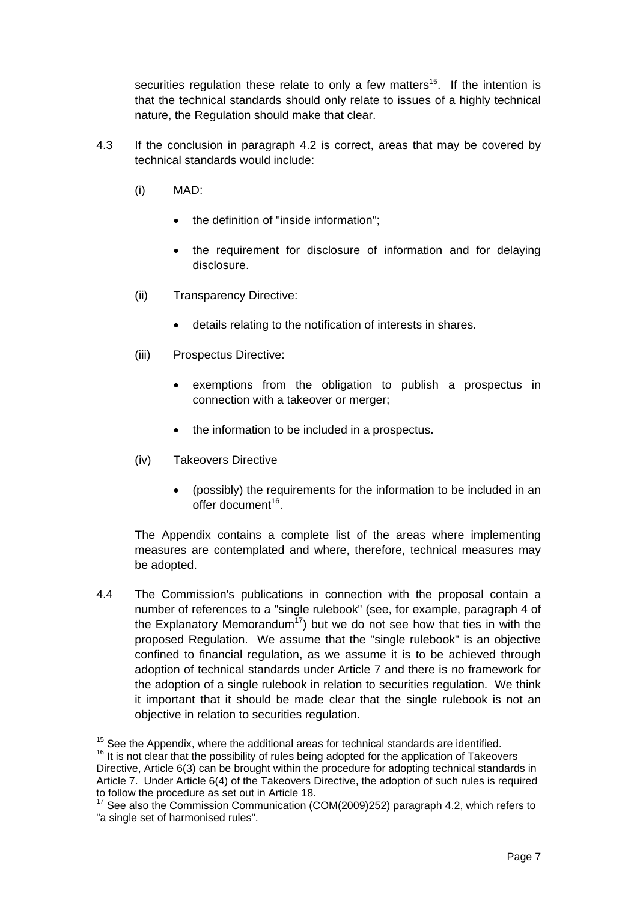securities regulation these relate to only a few matters[15]. If the intention is that the technical standards should only relate to issues of a highly technical nature, the Regulation should make that clear.

4.3 If the conclusion in paragraph 4.2 is correct, areas that may be covered by technical standards would include:

(i) MAD:

- the definition of "inside information";
- the requirement for disclosure of information and for delaying disclosure.

(ii) Transparency Directive:

- details relating to the notification of interests in shares.

(iii) Prospectus Directive:

- exemptions from the obligation to publish a prospectus in connection with a takeover or merger;
- the information to be included in a prospectus.

(iv) Takeovers Directive

- (possibly) the requirements for the information to be included in an offer document[16].

The Appendix contains a complete list of the areas where implementing measures are contemplated and where, therefore, technical measures may be adopted.

4.4 The Commission's publications in connection with the proposal contain a number of references to a "single rulebook" (see, for example, paragraph 4 of the Explanatory Memorandum[17]) but we do not see how that ties in with the proposed Regulation. We assume that the "single rulebook" is an objective confined to financial regulation, as we assume it is to be achieved through adoption of technical standards under Article 7 and there is no framework for the adoption of a single rulebook in relation to securities regulation. We think it important that it should be made clear that the single rulebook is not an objective in relation to securities regulation.

---

[15] See the Appendix, where the additional areas for technical standards are identified.

[16] It is not clear that the possibility of rules being adopted for the application of Takeovers Directive, Article 6(3) can be brought within the procedure for adopting technical standards in Article 7. Under Article 6(4) of the Takeovers Directive, the adoption of such rules is required to follow the procedure as set out in Article 18.

[17] See also the Commission Communication (COM(2009)252) paragraph 4.2, which refers to "a single set of harmonised rules".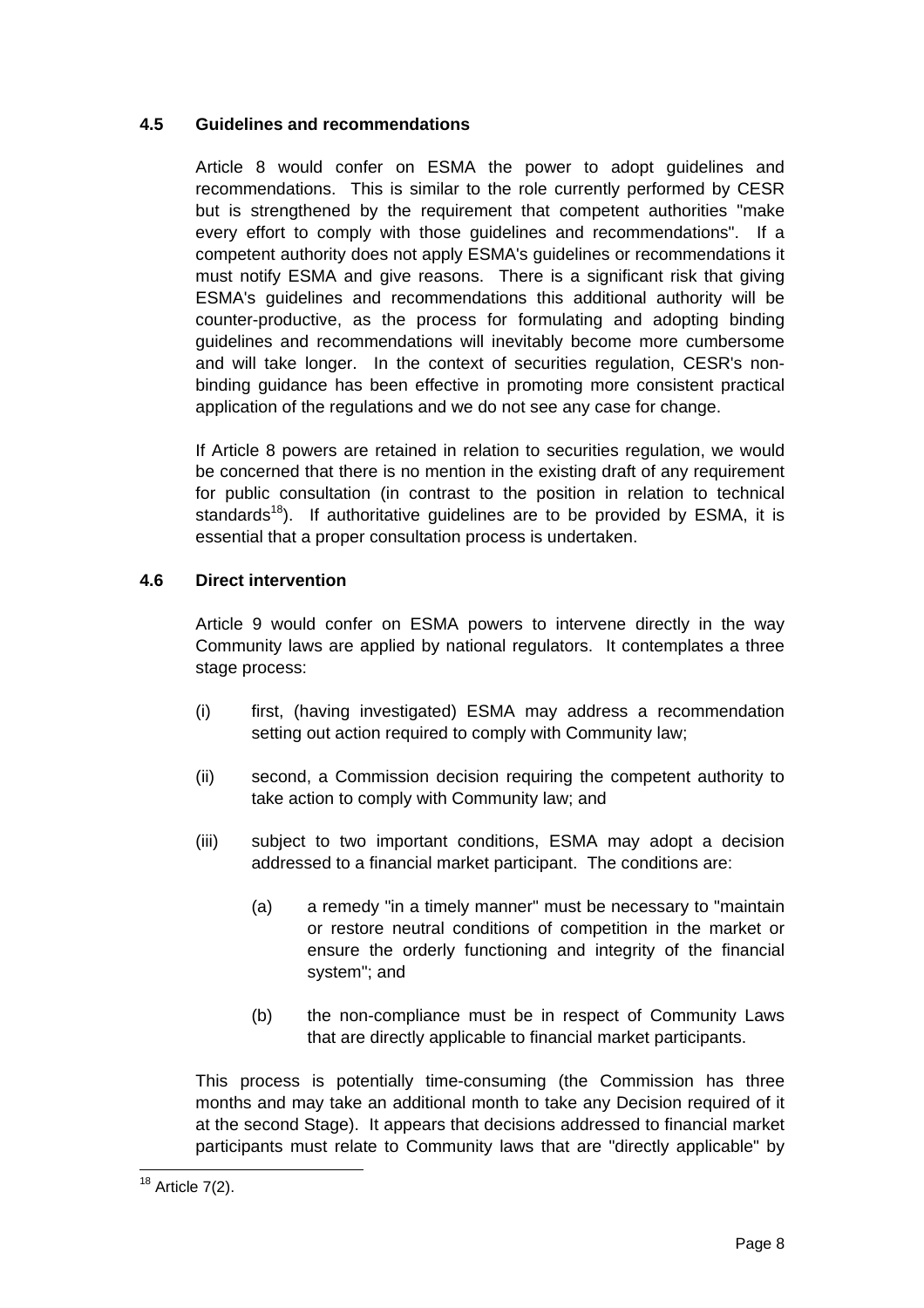### 4.5 Guidelines and recommendations

Article 8 would confer on ESMA the power to adopt guidelines and recommendations. This is similar to the role currently performed by CESR but is strengthened by the requirement that competent authorities "make every effort to comply with those guidelines and recommendations". If a competent authority does not apply ESMA's guidelines or recommendations it must notify ESMA and give reasons. There is a significant risk that giving ESMA's guidelines and recommendations this additional authority will be counter-productive, as the process for formulating and adopting binding guidelines and recommendations will inevitably become more cumbersome and will take longer. In the context of securities regulation, CESR's non-binding guidance has been effective in promoting more consistent practical application of the regulations and we do not see any case for change.

If Article 8 powers are retained in relation to securities regulation, we would be concerned that there is no mention in the existing draft of any requirement for public consultation (in contrast to the position in relation to technical standards[18]). If authoritative guidelines are to be provided by ESMA, it is essential that a proper consultation process is undertaken.

### 4.6 Direct intervention

Article 9 would confer on ESMA powers to intervene directly in the way Community laws are applied by national regulators. It contemplates a three stage process:

(i) first, (having investigated) ESMA may address a recommendation setting out action required to comply with Community law;

(ii) second, a Commission decision requiring the competent authority to take action to comply with Community law; and

(iii) subject to two important conditions, ESMA may adopt a decision addressed to a financial market participant. The conditions are:

  (a) a remedy "in a timely manner" must be necessary to "maintain or restore neutral conditions of competition in the market or ensure the orderly functioning and integrity of the financial system"; and

  (b) the non-compliance must be in respect of Community Laws that are directly applicable to financial market participants.

This process is potentially time-consuming (the Commission has three months and may take an additional month to take any Decision required of it at the second Stage). It appears that decisions addressed to financial market participants must relate to Community laws that are "directly applicable" by

[18] Article 7(2).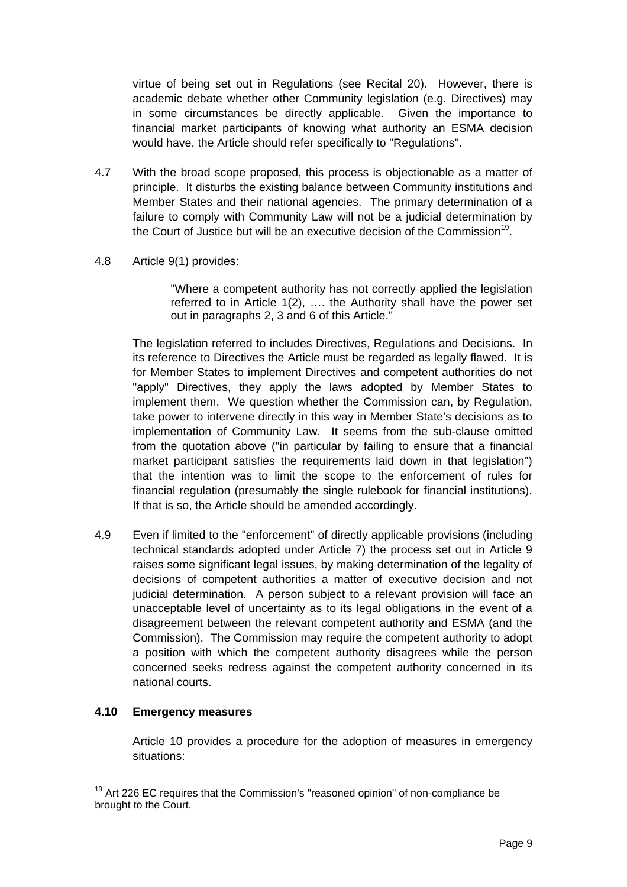virtue of being set out in Regulations (see Recital 20). However, there is academic debate whether other Community legislation (e.g. Directives) may in some circumstances be directly applicable. Given the importance to financial market participants of knowing what authority an ESMA decision would have, the Article should refer specifically to "Regulations".

4.7 With the broad scope proposed, this process is objectionable as a matter of principle. It disturbs the existing balance between Community institutions and Member States and their national agencies. The primary determination of a failure to comply with Community Law will not be a judicial determination by the Court of Justice but will be an executive decision of the Commission[19].

4.8 Article 9(1) provides:

> "Where a competent authority has not correctly applied the legislation referred to in Article 1(2), …. the Authority shall have the power set out in paragraphs 2, 3 and 6 of this Article."

The legislation referred to includes Directives, Regulations and Decisions. In its reference to Directives the Article must be regarded as legally flawed. It is for Member States to implement Directives and competent authorities do not "apply" Directives, they apply the laws adopted by Member States to implement them. We question whether the Commission can, by Regulation, take power to intervene directly in this way in Member State's decisions as to implementation of Community Law. It seems from the sub-clause omitted from the quotation above ("in particular by failing to ensure that a financial market participant satisfies the requirements laid down in that legislation") that the intention was to limit the scope to the enforcement of rules for financial regulation (presumably the single rulebook for financial institutions). If that is so, the Article should be amended accordingly.

4.9 Even if limited to the "enforcement" of directly applicable provisions (including technical standards adopted under Article 7) the process set out in Article 9 raises some significant legal issues, by making determination of the legality of decisions of competent authorities a matter of executive decision and not judicial determination. A person subject to a relevant provision will face an unacceptable level of uncertainty as to its legal obligations in the event of a disagreement between the relevant competent authority and ESMA (and the Commission). The Commission may require the competent authority to adopt a position with which the competent authority disagrees while the person concerned seeks redress against the competent authority concerned in its national courts.

**4.10 Emergency measures**

Article 10 provides a procedure for the adoption of measures in emergency situations:

---

[19] Art 226 EC requires that the Commission's "reasoned opinion" of non-compliance be brought to the Court.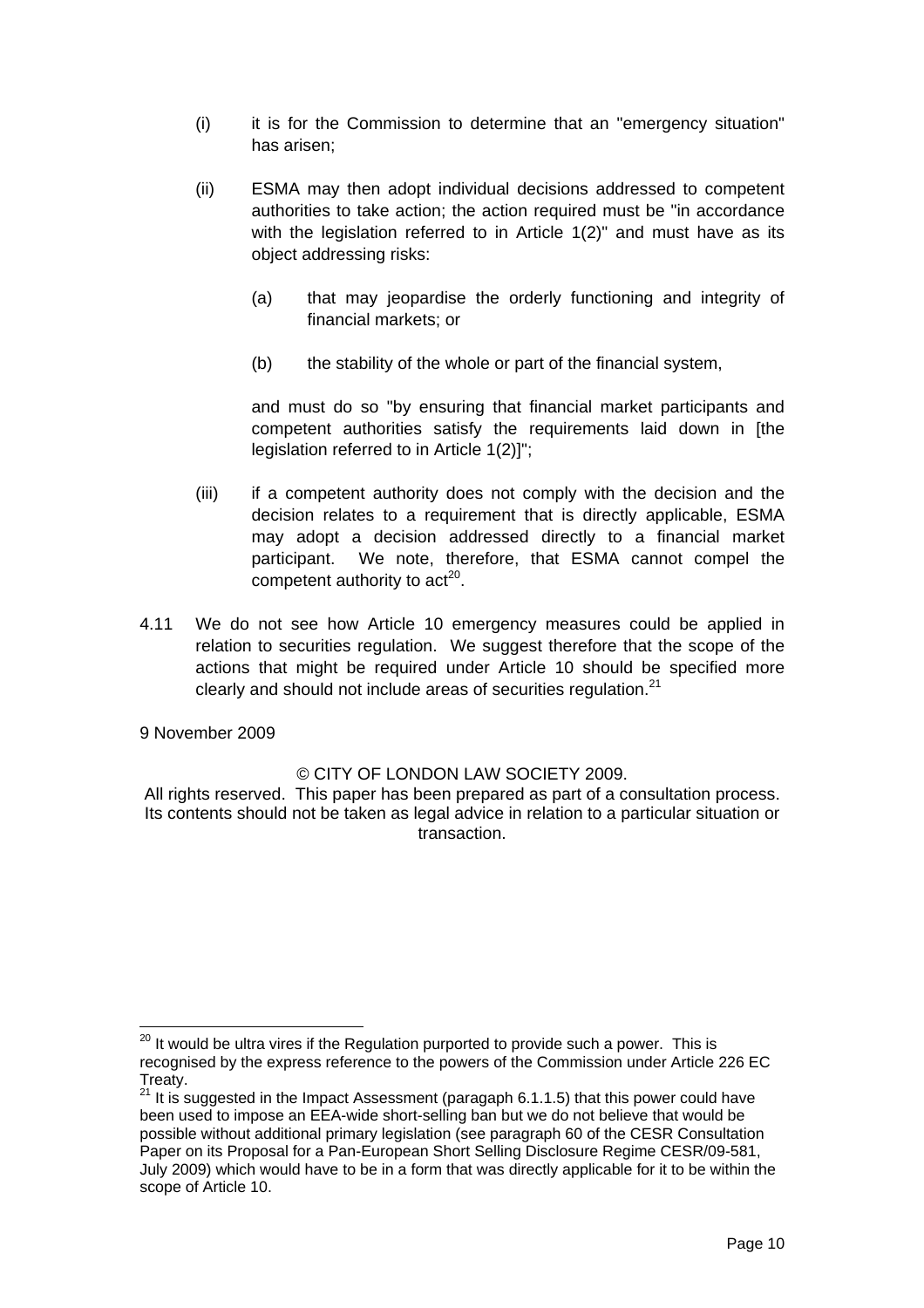(i) it is for the Commission to determine that an "emergency situation" has arisen;

(ii) ESMA may then adopt individual decisions addressed to competent authorities to take action; the action required must be "in accordance with the legislation referred to in Article 1(2)" and must have as its object addressing risks:

  (a) that may jeopardise the orderly functioning and integrity of financial markets; or

  (b) the stability of the whole or part of the financial system,

  and must do so "by ensuring that financial market participants and competent authorities satisfy the requirements laid down in [the legislation referred to in Article 1(2)]";

(iii) if a competent authority does not comply with the decision and the decision relates to a requirement that is directly applicable, ESMA may adopt a decision addressed directly to a financial market participant. We note, therefore, that ESMA cannot compel the competent authority to act[20].

4.11 We do not see how Article 10 emergency measures could be applied in relation to securities regulation. We suggest therefore that the scope of the actions that might be required under Article 10 should be specified more clearly and should not include areas of securities regulation.[21]

9 November 2009

© CITY OF LONDON LAW SOCIETY 2009.

All rights reserved. This paper has been prepared as part of a consultation process. Its contents should not be taken as legal advice in relation to a particular situation or transaction.

---

[20] It would be ultra vires if the Regulation purported to provide such a power. This is recognised by the express reference to the powers of the Commission under Article 226 EC Treaty.

[21] It is suggested in the Impact Assessment (paragaph 6.1.1.5) that this power could have been used to impose an EEA-wide short-selling ban but we do not believe that would be possible without additional primary legislation (see paragraph 60 of the CESR Consultation Paper on its Proposal for a Pan-European Short Selling Disclosure Regime CESR/09-581, July 2009) which would have to be in a form that was directly applicable for it to be within the scope of Article 10.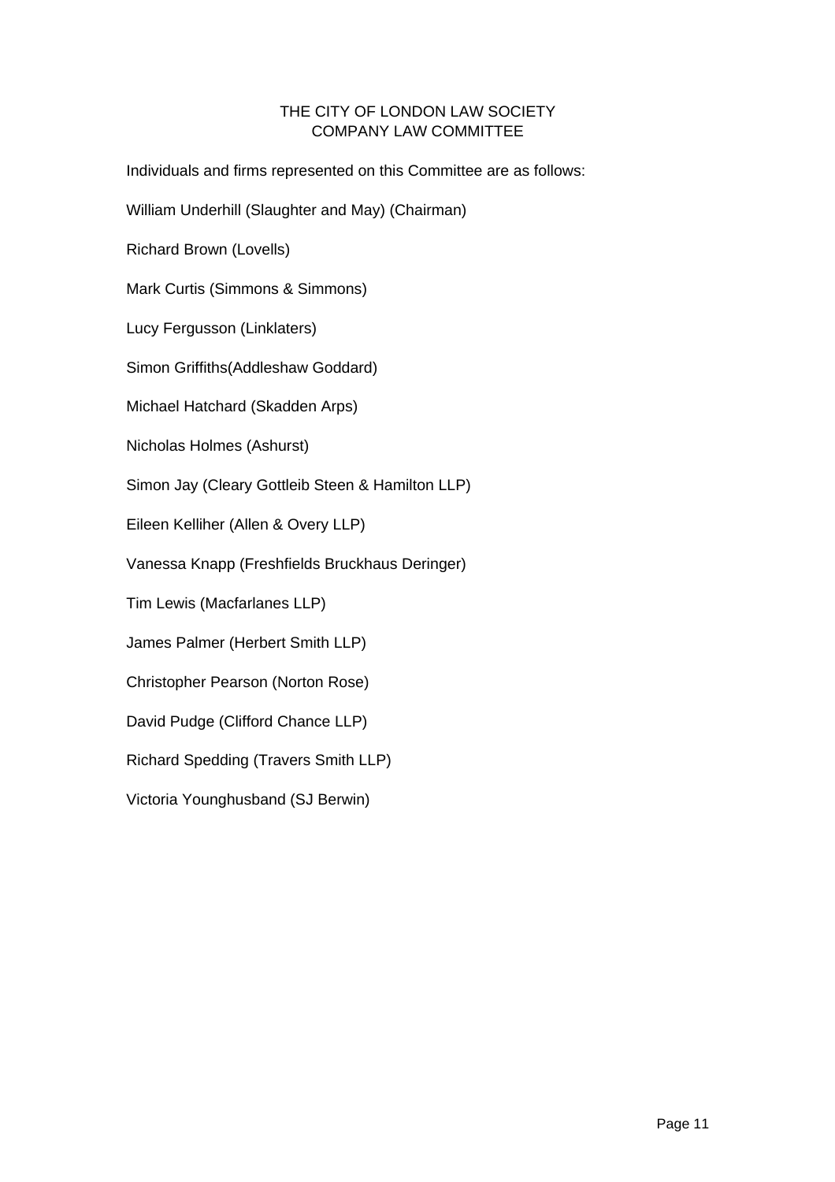# THE CITY OF LONDON LAW SOCIETY
## COMPANY LAW COMMITTEE

Individuals and firms represented on this Committee are as follows:

William Underhill (Slaughter and May) (Chairman)

Richard Brown (Lovells)

Mark Curtis (Simmons & Simmons)

Lucy Fergusson (Linklaters)

Simon Griffiths(Addleshaw Goddard)

Michael Hatchard (Skadden Arps)

Nicholas Holmes (Ashurst)

Simon Jay (Cleary Gottleib Steen & Hamilton LLP)

Eileen Kelliher (Allen & Overy LLP)

Vanessa Knapp (Freshfields Bruckhaus Deringer)

Tim Lewis (Macfarlanes LLP)

James Palmer (Herbert Smith LLP)

Christopher Pearson (Norton Rose)

David Pudge (Clifford Chance LLP)

Richard Spedding (Travers Smith LLP)

Victoria Younghusband (SJ Berwin)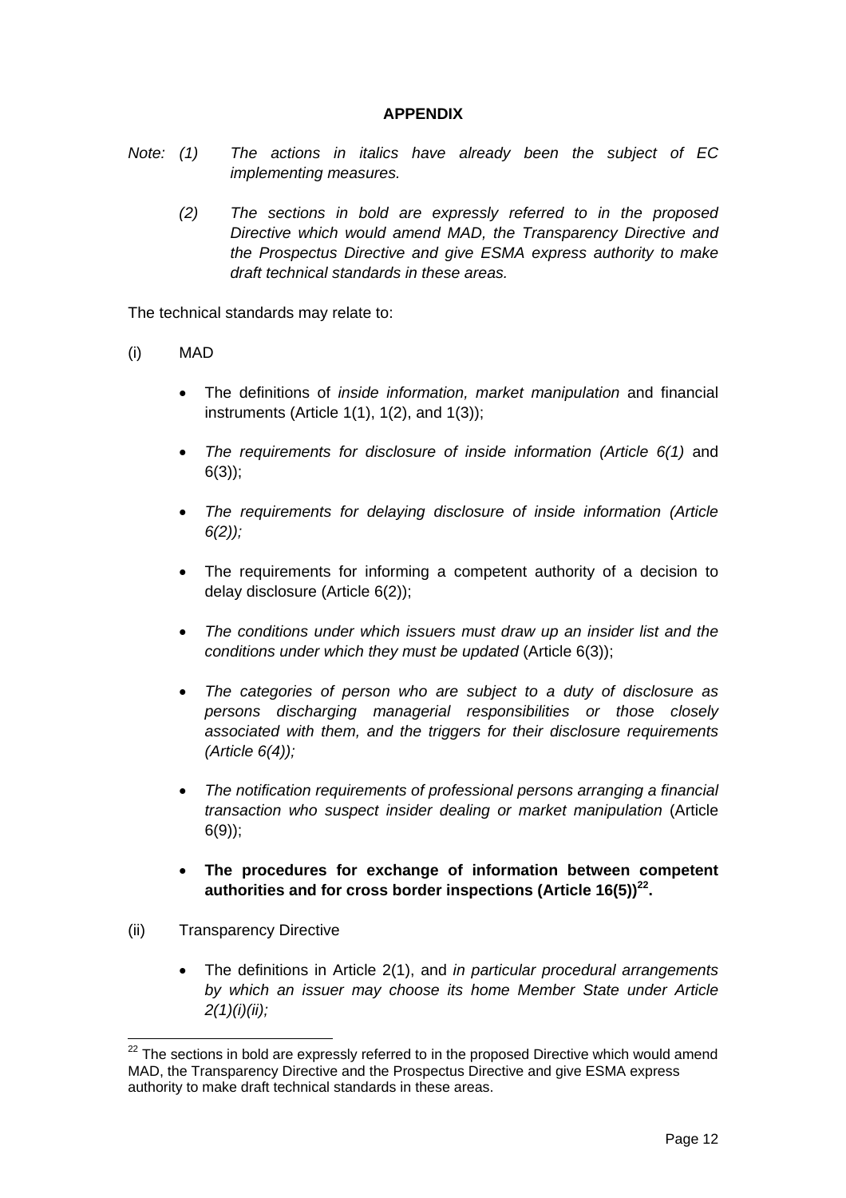## APPENDIX

*Note: (1) The actions in italics have already been the subject of EC implementing measures.*

*(2) The sections in bold are expressly referred to in the proposed Directive which would amend MAD, the Transparency Directive and the Prospectus Directive and give ESMA express authority to make draft technical standards in these areas.*

The technical standards may relate to:

(i) MAD

- The definitions of *inside information, market manipulation* and financial instruments (Article 1(1), 1(2), and 1(3));
- *The requirements for disclosure of inside information (Article 6(1)* and 6(3));
- *The requirements for delaying disclosure of inside information (Article 6(2));*
- The requirements for informing a competent authority of a decision to delay disclosure (Article 6(2));
- *The conditions under which issuers must draw up an insider list and the conditions under which they must be updated* (Article 6(3));
- *The categories of person who are subject to a duty of disclosure as persons discharging managerial responsibilities or those closely associated with them, and the triggers for their disclosure requirements (Article 6(4));*
- *The notification requirements of professional persons arranging a financial transaction who suspect insider dealing or market manipulation* (Article 6(9));
- **The procedures for exchange of information between competent authorities and for cross border inspections (Article 16(5))[22].**

(ii) Transparency Directive

- The definitions in Article 2(1), and *in particular procedural arrangements by which an issuer may choose its home Member State under Article 2(1)(i)(ii);*

[22] The sections in bold are expressly referred to in the proposed Directive which would amend MAD, the Transparency Directive and the Prospectus Directive and give ESMA express authority to make draft technical standards in these areas.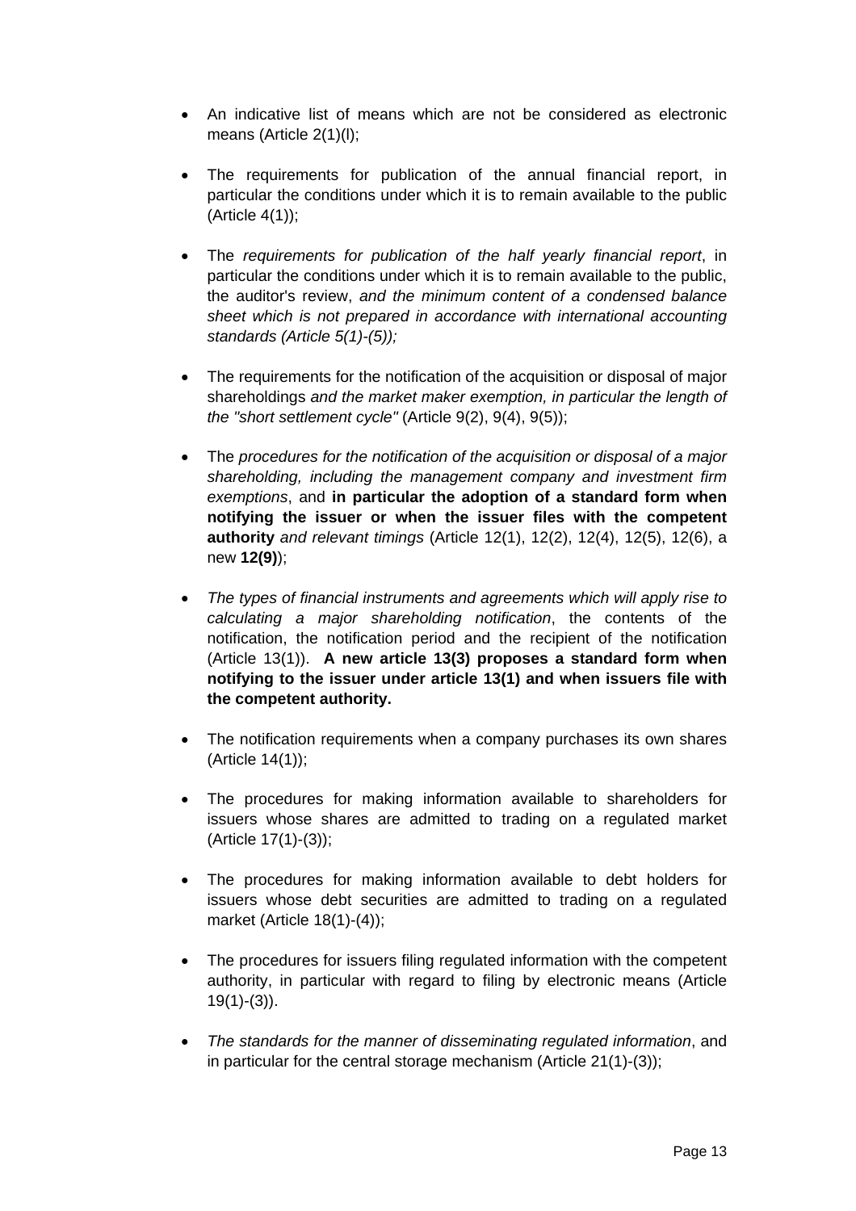- An indicative list of means which are not be considered as electronic means (Article 2(1)(l);

- The requirements for publication of the annual financial report, in particular the conditions under which it is to remain available to the public (Article 4(1));

- The *requirements for publication of the half yearly financial report*, in particular the conditions under which it is to remain available to the public, the auditor's review, *and the minimum content of a condensed balance sheet which is not prepared in accordance with international accounting standards (Article 5(1)-(5));*

- The requirements for the notification of the acquisition or disposal of major shareholdings *and the market maker exemption, in particular the length of the "short settlement cycle"* (Article 9(2), 9(4), 9(5));

- The *procedures for the notification of the acquisition or disposal of a major shareholding, including the management company and investment firm exemptions*, and **in particular the adoption of a standard form when notifying the issuer or when the issuer files with the competent authority** *and relevant timings* (Article 12(1), 12(2), 12(4), 12(5), 12(6), a new **12(9)**);

- *The types of financial instruments and agreements which will apply rise to calculating a major shareholding notification*, the contents of the notification, the notification period and the recipient of the notification (Article 13(1)). **A new article 13(3) proposes a standard form when notifying to the issuer under article 13(1) and when issuers file with the competent authority.**

- The notification requirements when a company purchases its own shares (Article 14(1));

- The procedures for making information available to shareholders for issuers whose shares are admitted to trading on a regulated market (Article 17(1)-(3));

- The procedures for making information available to debt holders for issuers whose debt securities are admitted to trading on a regulated market (Article 18(1)-(4));

- The procedures for issuers filing regulated information with the competent authority, in particular with regard to filing by electronic means (Article 19(1)-(3)).

- *The standards for the manner of disseminating regulated information*, and in particular for the central storage mechanism (Article 21(1)-(3));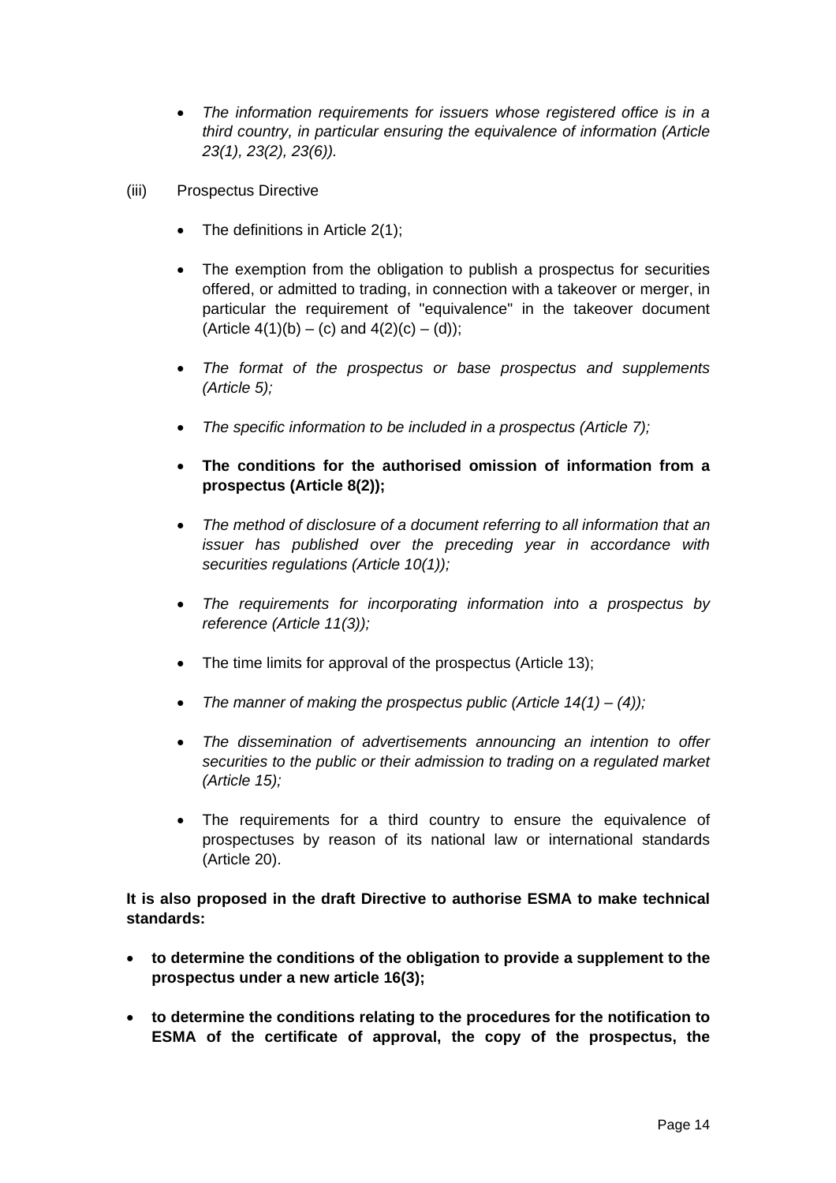- *The information requirements for issuers whose registered office is in a third country, in particular ensuring the equivalence of information (Article 23(1), 23(2), 23(6)).*

(iii) Prospectus Directive

- The definitions in Article 2(1);
- The exemption from the obligation to publish a prospectus for securities offered, or admitted to trading, in connection with a takeover or merger, in particular the requirement of "equivalence" in the takeover document (Article 4(1)(b) – (c) and 4(2)(c) – (d));
- *The format of the prospectus or base prospectus and supplements (Article 5);*
- *The specific information to be included in a prospectus (Article 7);*
- **The conditions for the authorised omission of information from a prospectus (Article 8(2));**
- *The method of disclosure of a document referring to all information that an issuer has published over the preceding year in accordance with securities regulations (Article 10(1));*
- *The requirements for incorporating information into a prospectus by reference (Article 11(3));*
- The time limits for approval of the prospectus (Article 13);
- *The manner of making the prospectus public (Article 14(1) – (4));*
- *The dissemination of advertisements announcing an intention to offer securities to the public or their admission to trading on a regulated market (Article 15);*
- The requirements for a third country to ensure the equivalence of prospectuses by reason of its national law or international standards (Article 20).

**It is also proposed in the draft Directive to authorise ESMA to make technical standards:**

- **to determine the conditions of the obligation to provide a supplement to the prospectus under a new article 16(3);**
- **to determine the conditions relating to the procedures for the notification to ESMA of the certificate of approval, the copy of the prospectus, the**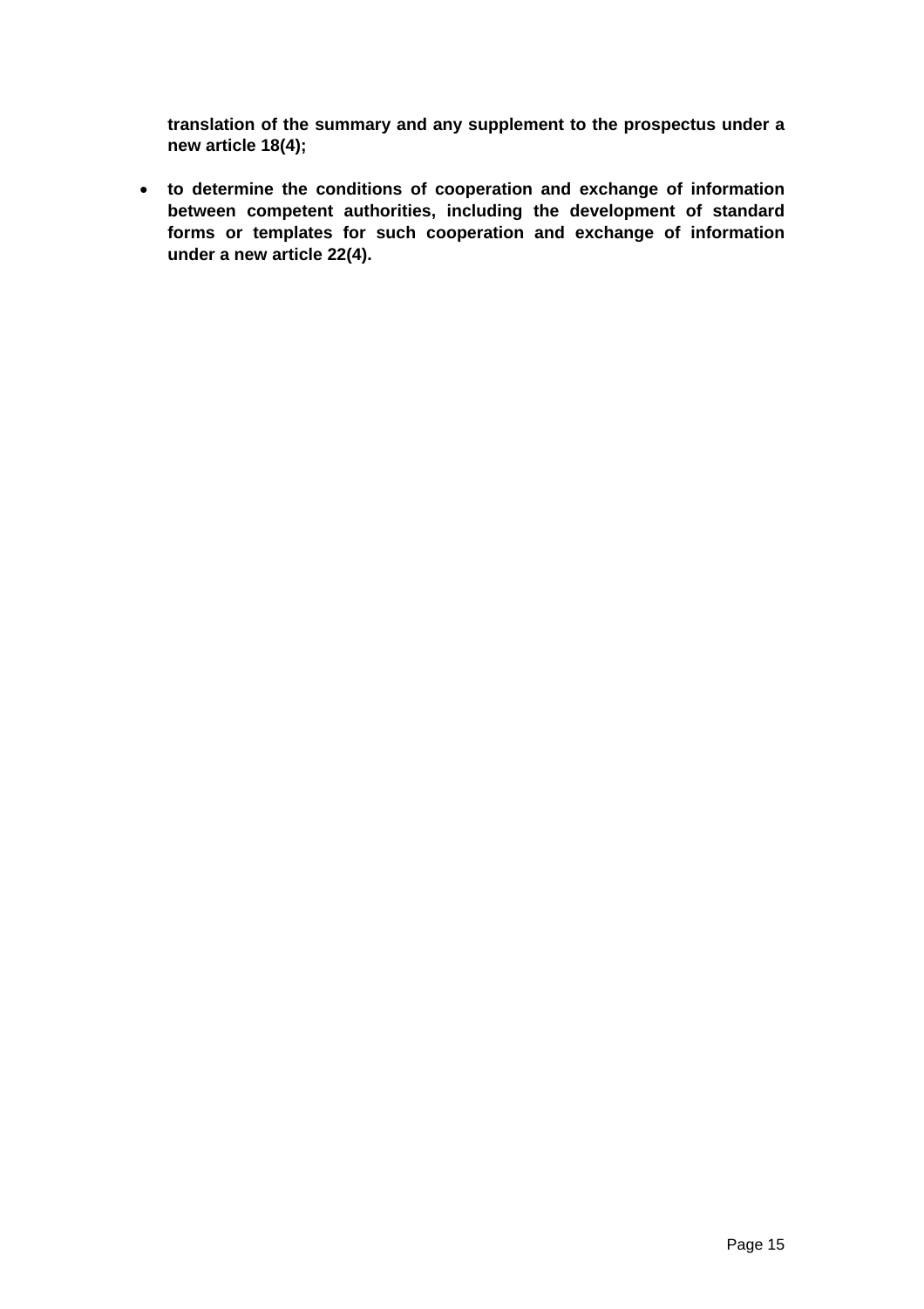**translation of the summary and any supplement to the prospectus under a new article 18(4);**

- **to determine the conditions of cooperation and exchange of information between competent authorities, including the development of standard forms or templates for such cooperation and exchange of information under a new article 22(4).**